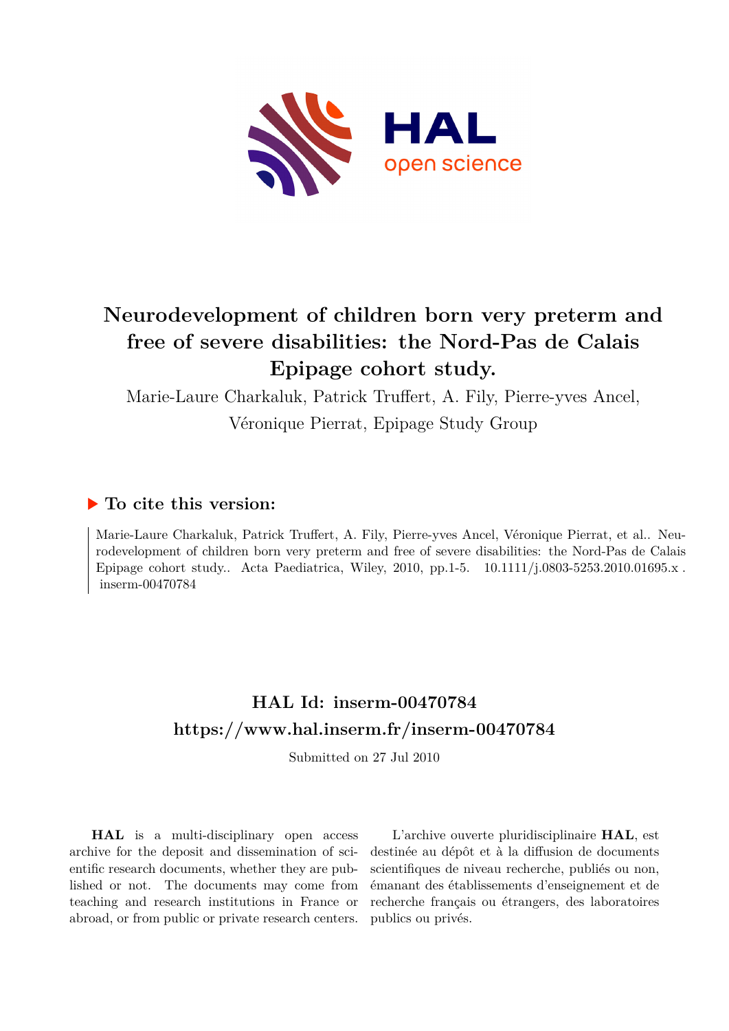# Neurodevelopment of children born very preterm and free of severe disabilities: the Nord-Pas de Calais Epipage cohort study.

Marie-Laure Charkaluk, Patrick Truffert, A. Fily, Pierre-yves Ancel, Véronique Pierrat, Epipage Study Group

## ▶ To cite this version:

Marie-Laure Charkaluk, Patrick Truffert, A. Fily, Pierre-yves Ancel, Véronique Pierrat, et al.. Neurodevelopment of children born very preterm and free of severe disabilities: the Nord-Pas de Calais Epipage cohort study.. Acta Paediatrica, Wiley, 2010, pp.1-5. 10.1111/j.0803-5253.2010.01695.x . inserm-00470784

## HAL Id: inserm-00470784
## https://www.hal.inserm.fr/inserm-00470784

Submitted on 27 Jul 2010

**HAL** is a multi-disciplinary open access archive for the deposit and dissemination of scientific research documents, whether they are published or not. The documents may come from teaching and research institutions in France or abroad, or from public or private research centers.

L'archive ouverte pluridisciplinaire **HAL**, est destinée au dépôt et à la diffusion de documents scientifiques de niveau recherche, publiés ou non, émanant des établissements d'enseignement et de recherche français ou étrangers, des laboratoires publics ou privés.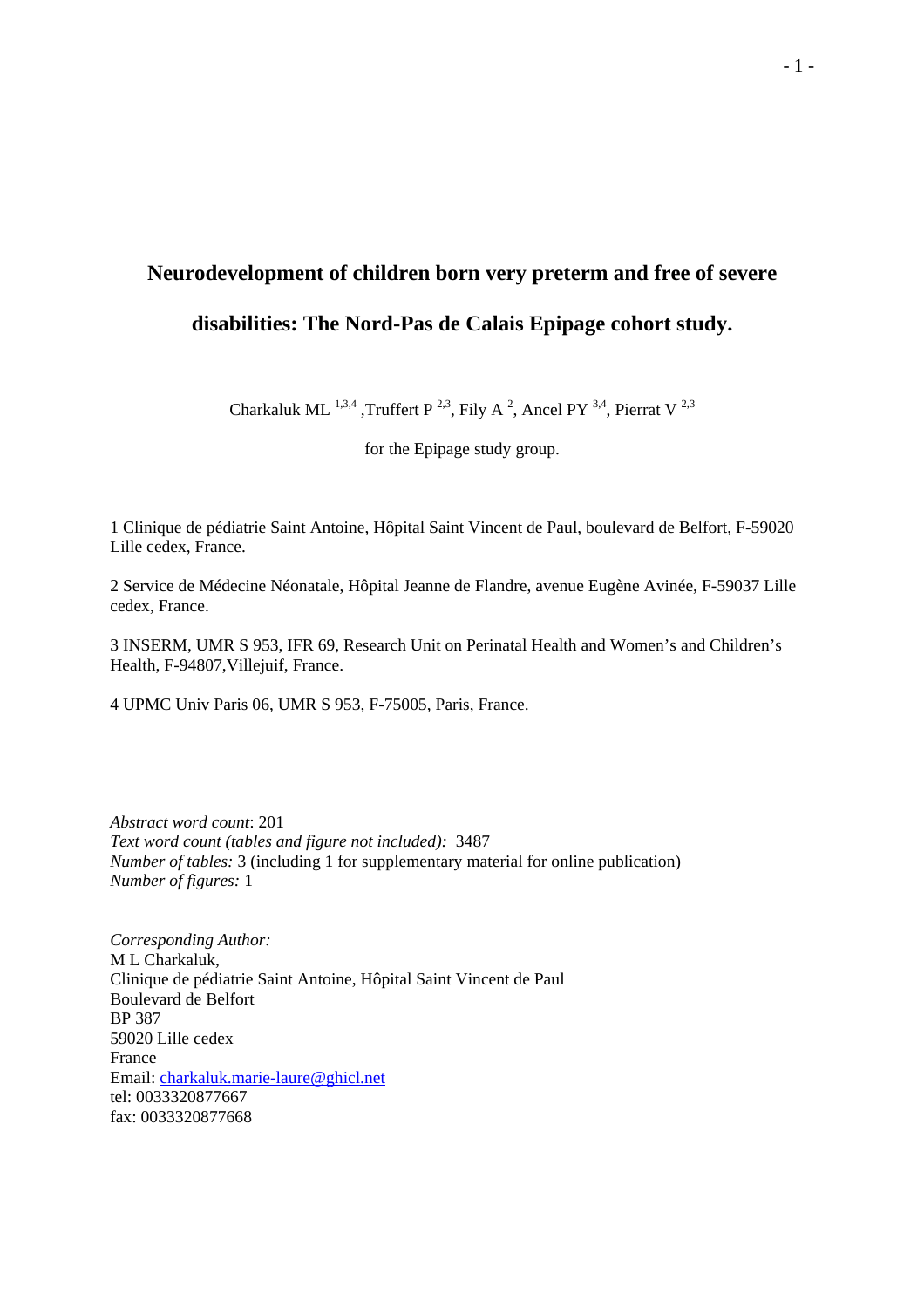# Neurodevelopment of children born very preterm and free of severe disabilities: The Nord-Pas de Calais Epipage cohort study.

Charkaluk ML [1,3,4], Truffert P [2,3], Fily A [2], Ancel PY [3,4], Pierrat V [2,3]

for the Epipage study group.

1 Clinique de pédiatrie Saint Antoine, Hôpital Saint Vincent de Paul, boulevard de Belfort, F-59020 Lille cedex, France.

2 Service de Médecine Néonatale, Hôpital Jeanne de Flandre, avenue Eugène Avinée, F-59037 Lille cedex, France.

3 INSERM, UMR S 953, IFR 69, Research Unit on Perinatal Health and Women's and Children's Health, F-94807,Villejuif, France.

4 UPMC Univ Paris 06, UMR S 953, F-75005, Paris, France.

*Abstract word count*: 201
*Text word count (tables and figure not included):* 3487
*Number of tables:* 3 (including 1 for supplementary material for online publication)
*Number of figures:* 1

*Corresponding Author:*
M L Charkaluk,
Clinique de pédiatrie Saint Antoine, Hôpital Saint Vincent de Paul
Boulevard de Belfort
BP 387
59020 Lille cedex
France
Email: charkaluk.marie-laure@ghicl.net
tel: 0033320877667
fax: 0033320877668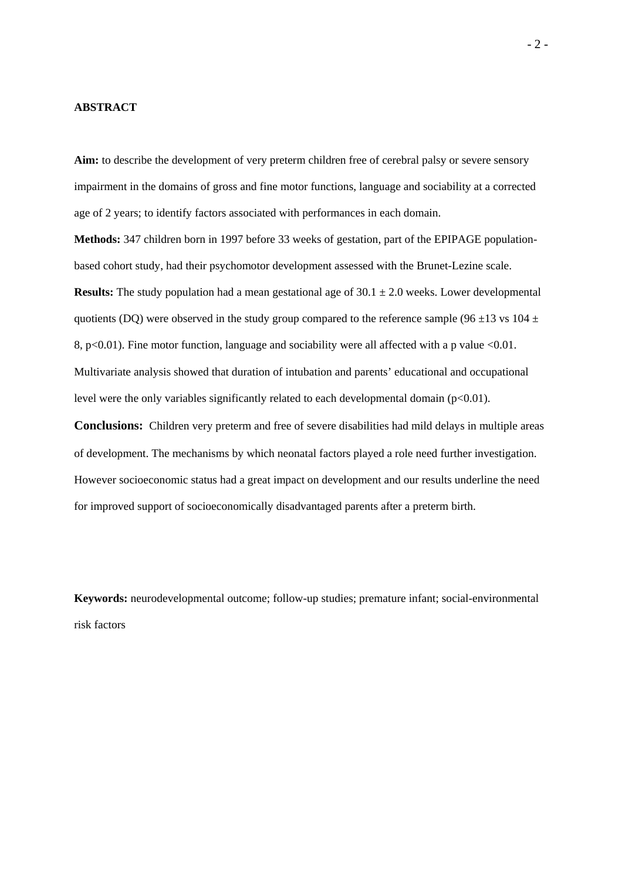## ABSTRACT

**Aim:** to describe the development of very preterm children free of cerebral palsy or severe sensory impairment in the domains of gross and fine motor functions, language and sociability at a corrected age of 2 years; to identify factors associated with performances in each domain.

**Methods:** 347 children born in 1997 before 33 weeks of gestation, part of the EPIPAGE population-based cohort study, had their psychomotor development assessed with the Brunet-Lezine scale.

**Results:** The study population had a mean gestational age of $30.1 \pm 2.0$ weeks. Lower developmental quotients (DQ) were observed in the study group compared to the reference sample ($96 \pm 13$ vs $104 \pm 8$, $p<0.01$). Fine motor function, language and sociability were all affected with a p value $<0.01$. Multivariate analysis showed that duration of intubation and parents' educational and occupational level were the only variables significantly related to each developmental domain ($p<0.01$).

**Conclusions:** Children very preterm and free of severe disabilities had mild delays in multiple areas of development. The mechanisms by which neonatal factors played a role need further investigation. However socioeconomic status had a great impact on development and our results underline the need for improved support of socioeconomically disadvantaged parents after a preterm birth.

**Keywords:** neurodevelopmental outcome; follow-up studies; premature infant; social-environmental risk factors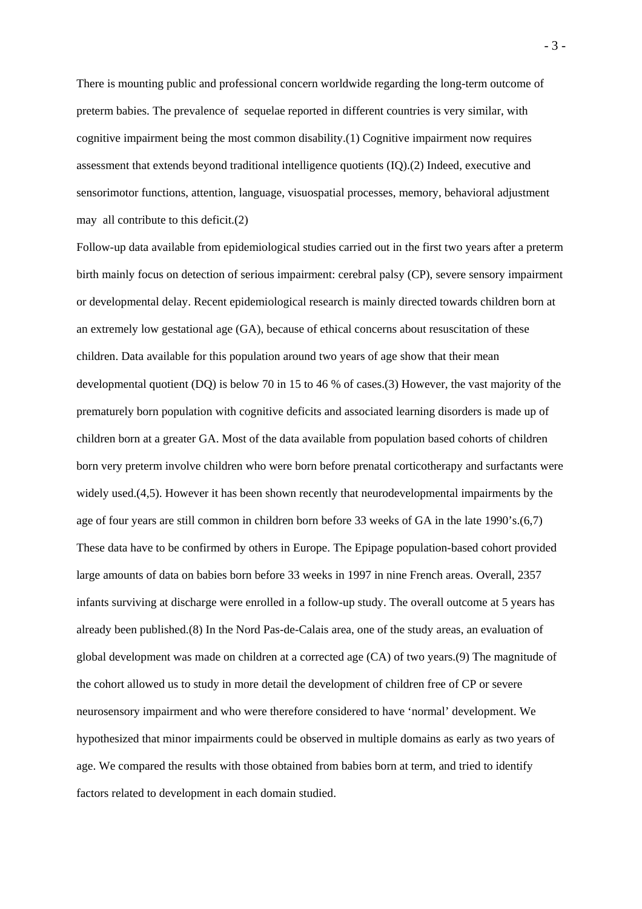There is mounting public and professional concern worldwide regarding the long-term outcome of preterm babies. The prevalence of  sequelae reported in different countries is very similar, with cognitive impairment being the most common disability.(1) Cognitive impairment now requires assessment that extends beyond traditional intelligence quotients (IQ).(2) Indeed, executive and sensorimotor functions, attention, language, visuospatial processes, memory, behavioral adjustment may  all contribute to this deficit.(2)

Follow-up data available from epidemiological studies carried out in the first two years after a preterm birth mainly focus on detection of serious impairment: cerebral palsy (CP), severe sensory impairment or developmental delay. Recent epidemiological research is mainly directed towards children born at an extremely low gestational age (GA), because of ethical concerns about resuscitation of these children. Data available for this population around two years of age show that their mean developmental quotient (DQ) is below 70 in 15 to 46 % of cases.(3) However, the vast majority of the prematurely born population with cognitive deficits and associated learning disorders is made up of children born at a greater GA. Most of the data available from population based cohorts of children born very preterm involve children who were born before prenatal corticotherapy and surfactants were widely used.(4,5). However it has been shown recently that neurodevelopmental impairments by the age of four years are still common in children born before 33 weeks of GA in the late 1990's.(6,7) These data have to be confirmed by others in Europe. The Epipage population-based cohort provided large amounts of data on babies born before 33 weeks in 1997 in nine French areas. Overall, 2357 infants surviving at discharge were enrolled in a follow-up study. The overall outcome at 5 years has already been published.(8) In the Nord Pas-de-Calais area, one of the study areas, an evaluation of global development was made on children at a corrected age (CA) of two years.(9) The magnitude of the cohort allowed us to study in more detail the development of children free of CP or severe neurosensory impairment and who were therefore considered to have 'normal' development. We hypothesized that minor impairments could be observed in multiple domains as early as two years of age. We compared the results with those obtained from babies born at term, and tried to identify factors related to development in each domain studied.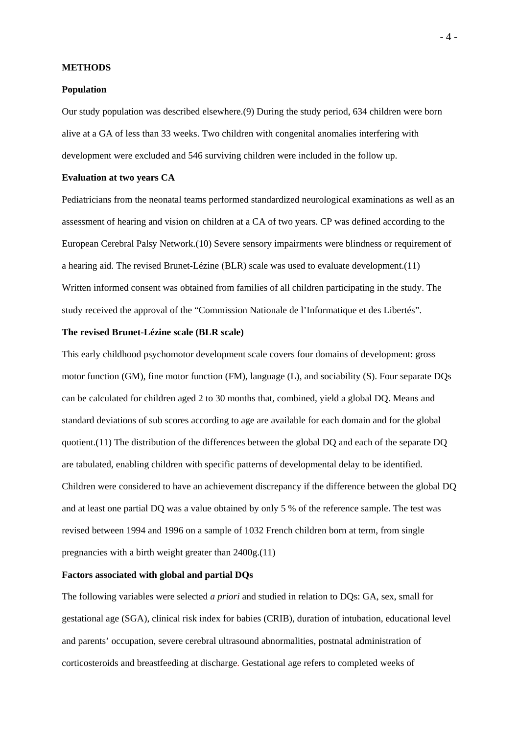## METHODS

### Population

Our study population was described elsewhere.(9) During the study period, 634 children were born alive at a GA of less than 33 weeks. Two children with congenital anomalies interfering with development were excluded and 546 surviving children were included in the follow up.

### Evaluation at two years CA

Pediatricians from the neonatal teams performed standardized neurological examinations as well as an assessment of hearing and vision on children at a CA of two years. CP was defined according to the European Cerebral Palsy Network.(10) Severe sensory impairments were blindness or requirement of a hearing aid. The revised Brunet-Lézine (BLR) scale was used to evaluate development.(11) Written informed consent was obtained from families of all children participating in the study. The study received the approval of the "Commission Nationale de l'Informatique et des Libertés".

### The revised Brunet-Lézine scale (BLR scale)

This early childhood psychomotor development scale covers four domains of development: gross motor function (GM), fine motor function (FM), language (L), and sociability (S). Four separate DQs can be calculated for children aged 2 to 30 months that, combined, yield a global DQ. Means and standard deviations of sub scores according to age are available for each domain and for the global quotient.(11) The distribution of the differences between the global DQ and each of the separate DQ are tabulated, enabling children with specific patterns of developmental delay to be identified. Children were considered to have an achievement discrepancy if the difference between the global DQ and at least one partial DQ was a value obtained by only 5 % of the reference sample. The test was revised between 1994 and 1996 on a sample of 1032 French children born at term, from single pregnancies with a birth weight greater than 2400g.(11)

### Factors associated with global and partial DQs

The following variables were selected *a priori* and studied in relation to DQs: GA, sex, small for gestational age (SGA), clinical risk index for babies (CRIB), duration of intubation, educational level and parents' occupation, severe cerebral ultrasound abnormalities, postnatal administration of corticosteroids and breastfeeding at discharge. Gestational age refers to completed weeks of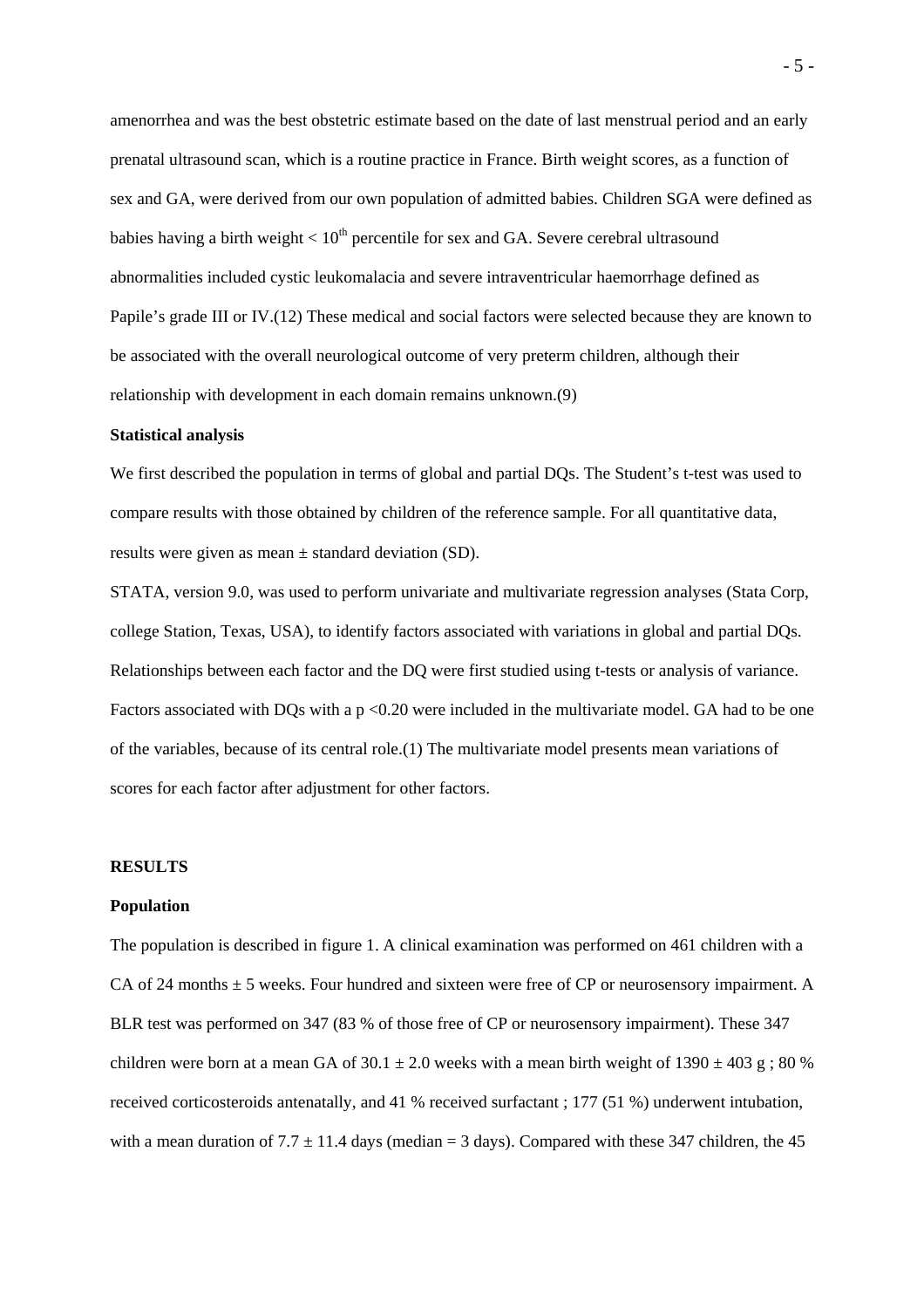amenorrhea and was the best obstetric estimate based on the date of last menstrual period and an early prenatal ultrasound scan, which is a routine practice in France. Birth weight scores, as a function of sex and GA, were derived from our own population of admitted babies. Children SGA were defined as babies having a birth weight < $10^{th}$ percentile for sex and GA. Severe cerebral ultrasound abnormalities included cystic leukomalacia and severe intraventricular haemorrhage defined as Papile's grade III or IV.(12) These medical and social factors were selected because they are known to be associated with the overall neurological outcome of very preterm children, although their relationship with development in each domain remains unknown.(9)

**Statistical analysis**

We first described the population in terms of global and partial DQs. The Student's t-test was used to compare results with those obtained by children of the reference sample. For all quantitative data, results were given as mean ± standard deviation (SD).

STATA, version 9.0, was used to perform univariate and multivariate regression analyses (Stata Corp, college Station, Texas, USA), to identify factors associated with variations in global and partial DQs. Relationships between each factor and the DQ were first studied using t-tests or analysis of variance. Factors associated with DQs with a $p < 0.20$ were included in the multivariate model. GA had to be one of the variables, because of its central role.(1) The multivariate model presents mean variations of scores for each factor after adjustment for other factors.

## RESULTS

**Population**

The population is described in figure 1. A clinical examination was performed on 461 children with a CA of 24 months ± 5 weeks. Four hundred and sixteen were free of CP or neurosensory impairment. A BLR test was performed on 347 (83 % of those free of CP or neurosensory impairment). These 347 children were born at a mean GA of 30.1 ± 2.0 weeks with a mean birth weight of 1390 ± 403 g ; 80 % received corticosteroids antenatally, and 41 % received surfactant ; 177 (51 %) underwent intubation, with a mean duration of 7.7 ± 11.4 days (median = 3 days). Compared with these 347 children, the 45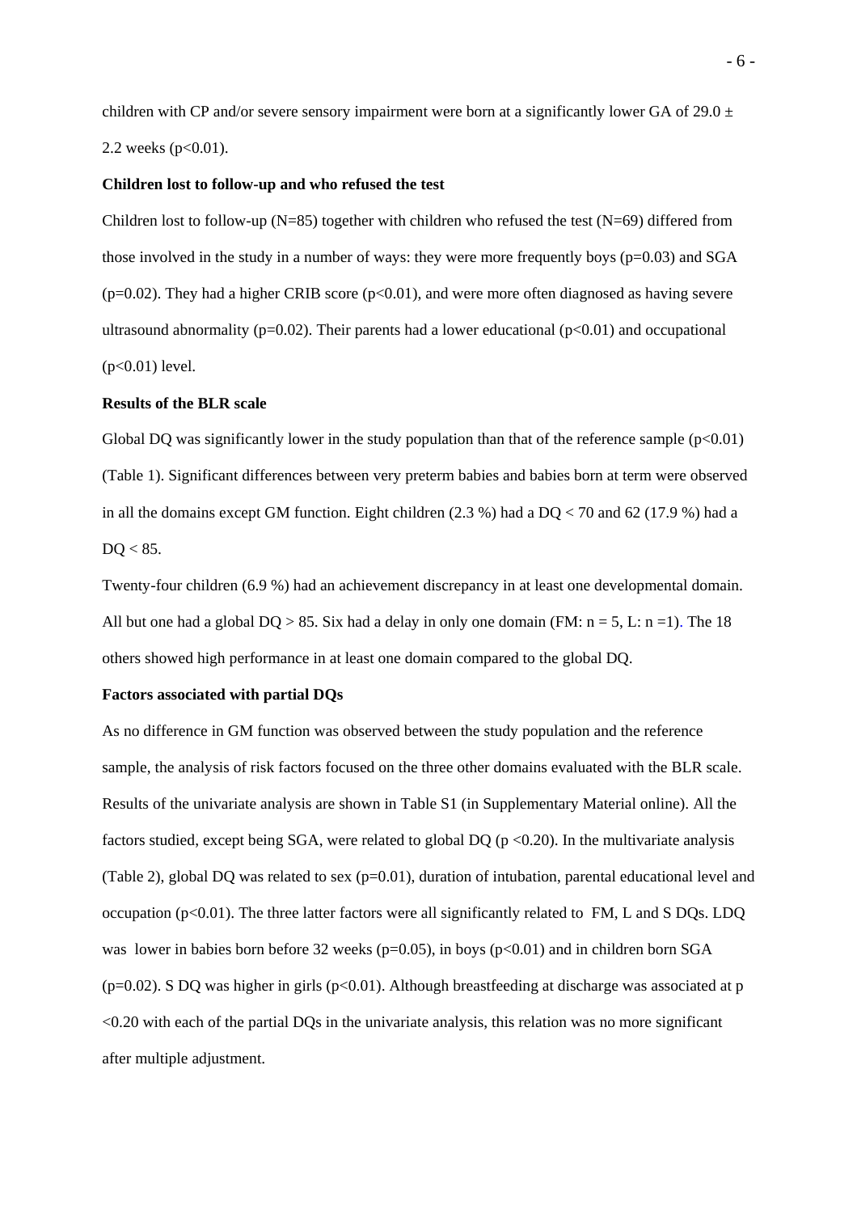children with CP and/or severe sensory impairment were born at a significantly lower GA of $29.0 \pm 2.2$ weeks ($p<0.01$).

**Children lost to follow-up and who refused the test**

Children lost to follow-up (N=85) together with children who refused the test (N=69) differed from those involved in the study in a number of ways: they were more frequently boys ($p=0.03$) and SGA ($p=0.02$). They had a higher CRIB score ($p<0.01$), and were more often diagnosed as having severe ultrasound abnormality ($p=0.02$). Their parents had a lower educational ($p<0.01$) and occupational ($p<0.01$) level.

**Results of the BLR scale**

Global DQ was significantly lower in the study population than that of the reference sample ($p<0.01$) (Table 1). Significant differences between very preterm babies and babies born at term were observed in all the domains except GM function. Eight children (2.3 %) had a DQ < 70 and 62 (17.9 %) had a DQ < 85.

Twenty-four children (6.9 %) had an achievement discrepancy in at least one developmental domain. All but one had a global DQ > 85. Six had a delay in only one domain (FM: n = 5, L: n =1). The 18 others showed high performance in at least one domain compared to the global DQ.

**Factors associated with partial DQs**

As no difference in GM function was observed between the study population and the reference sample, the analysis of risk factors focused on the three other domains evaluated with the BLR scale. Results of the univariate analysis are shown in Table S1 (in Supplementary Material online). All the factors studied, except being SGA, were related to global DQ ($p<0.20$). In the multivariate analysis (Table 2), global DQ was related to sex ($p=0.01$), duration of intubation, parental educational level and occupation ($p<0.01$). The three latter factors were all significantly related to FM, L and S DQs. LDQ was lower in babies born before 32 weeks ($p=0.05$), in boys ($p<0.01$) and in children born SGA ($p=0.02$). S DQ was higher in girls ($p<0.01$). Although breastfeeding at discharge was associated at $p<0.20$ with each of the partial DQs in the univariate analysis, this relation was no more significant after multiple adjustment.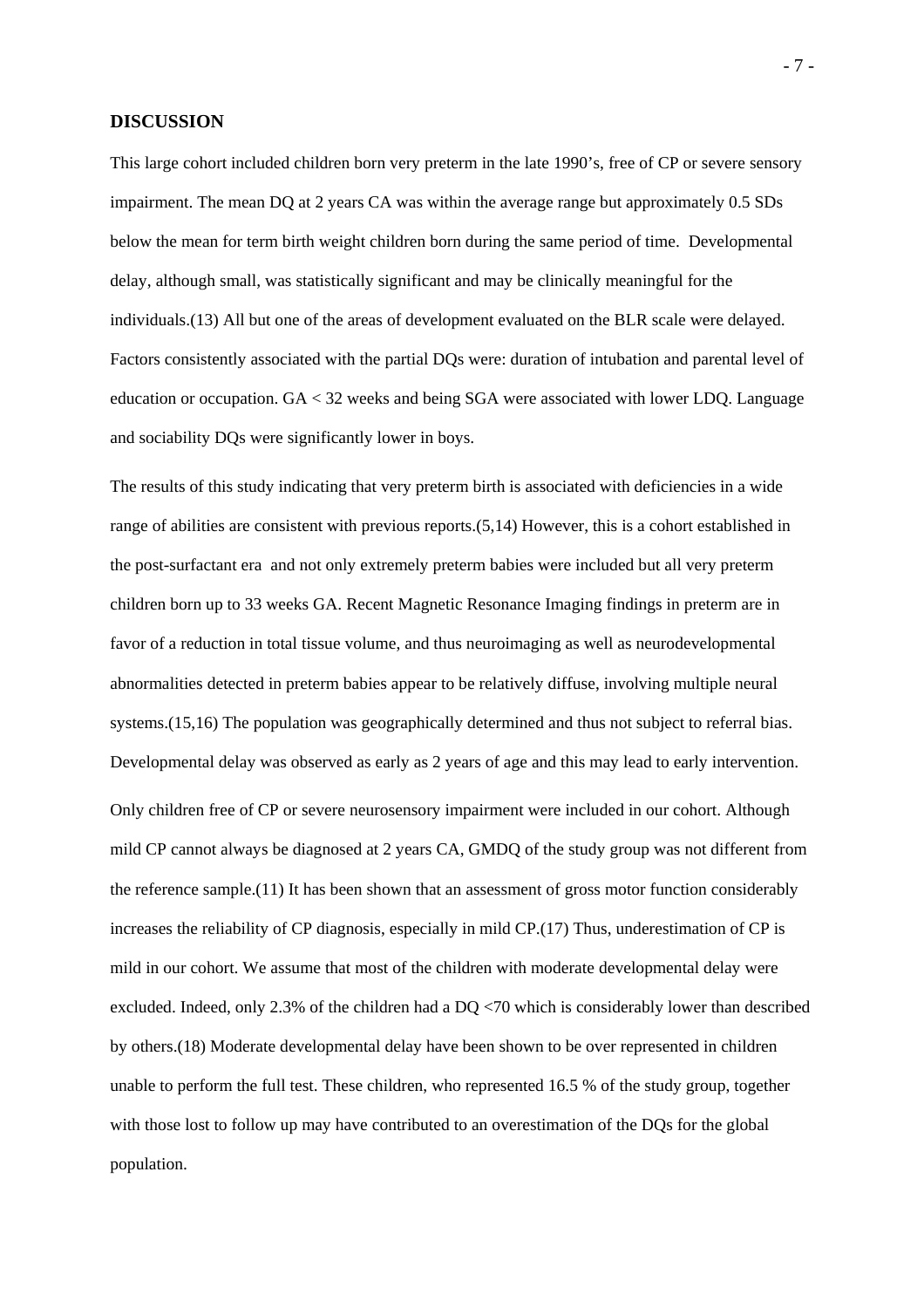## DISCUSSION

This large cohort included children born very preterm in the late 1990's, free of CP or severe sensory impairment. The mean DQ at 2 years CA was within the average range but approximately 0.5 SDs below the mean for term birth weight children born during the same period of time. Developmental delay, although small, was statistically significant and may be clinically meaningful for the individuals.(13) All but one of the areas of development evaluated on the BLR scale were delayed. Factors consistently associated with the partial DQs were: duration of intubation and parental level of education or occupation. GA < 32 weeks and being SGA were associated with lower LDQ. Language and sociability DQs were significantly lower in boys.

The results of this study indicating that very preterm birth is associated with deficiencies in a wide range of abilities are consistent with previous reports.(5,14) However, this is a cohort established in the post-surfactant era and not only extremely preterm babies were included but all very preterm children born up to 33 weeks GA. Recent Magnetic Resonance Imaging findings in preterm are in favor of a reduction in total tissue volume, and thus neuroimaging as well as neurodevelopmental abnormalities detected in preterm babies appear to be relatively diffuse, involving multiple neural systems.(15,16) The population was geographically determined and thus not subject to referral bias. Developmental delay was observed as early as 2 years of age and this may lead to early intervention.

Only children free of CP or severe neurosensory impairment were included in our cohort. Although mild CP cannot always be diagnosed at 2 years CA, GMDQ of the study group was not different from the reference sample.(11) It has been shown that an assessment of gross motor function considerably increases the reliability of CP diagnosis, especially in mild CP.(17) Thus, underestimation of CP is mild in our cohort. We assume that most of the children with moderate developmental delay were excluded. Indeed, only 2.3% of the children had a DQ <70 which is considerably lower than described by others.(18) Moderate developmental delay have been shown to be over represented in children unable to perform the full test. These children, who represented 16.5 % of the study group, together with those lost to follow up may have contributed to an overestimation of the DQs for the global population.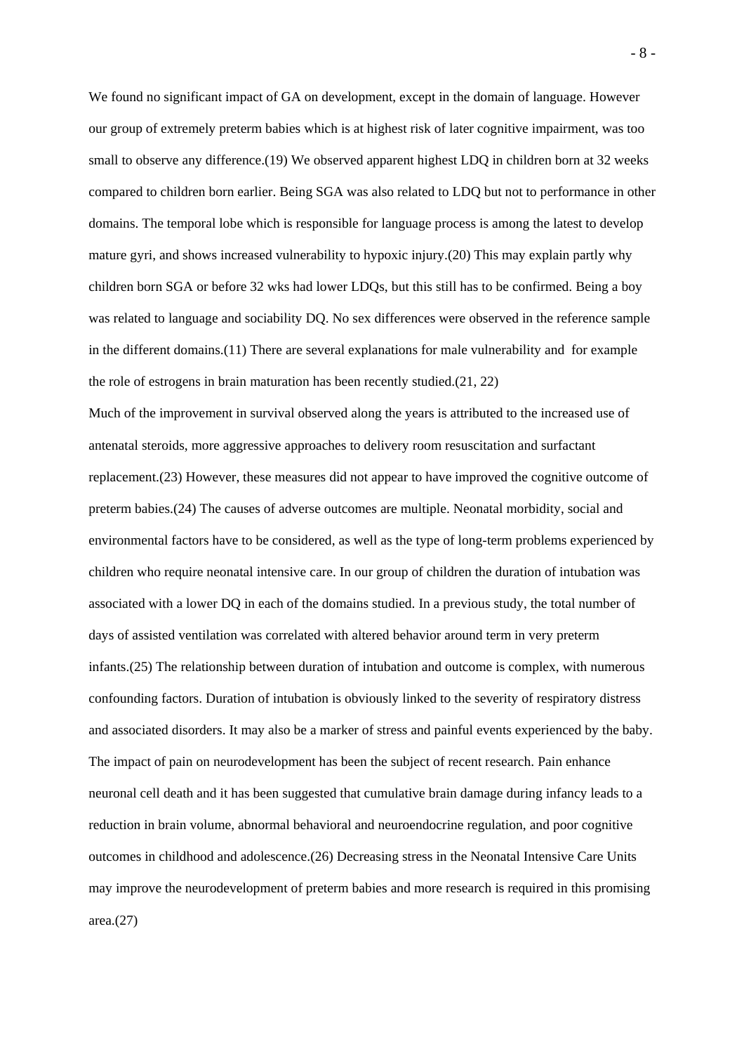We found no significant impact of GA on development, except in the domain of language. However our group of extremely preterm babies which is at highest risk of later cognitive impairment, was too small to observe any difference.(19) We observed apparent highest LDQ in children born at 32 weeks compared to children born earlier. Being SGA was also related to LDQ but not to performance in other domains. The temporal lobe which is responsible for language process is among the latest to develop mature gyri, and shows increased vulnerability to hypoxic injury.(20) This may explain partly why children born SGA or before 32 wks had lower LDQs, but this still has to be confirmed. Being a boy was related to language and sociability DQ. No sex differences were observed in the reference sample in the different domains.(11) There are several explanations for male vulnerability and for example the role of estrogens in brain maturation has been recently studied.(21, 22)

Much of the improvement in survival observed along the years is attributed to the increased use of antenatal steroids, more aggressive approaches to delivery room resuscitation and surfactant replacement.(23) However, these measures did not appear to have improved the cognitive outcome of preterm babies.(24) The causes of adverse outcomes are multiple. Neonatal morbidity, social and environmental factors have to be considered, as well as the type of long-term problems experienced by children who require neonatal intensive care. In our group of children the duration of intubation was associated with a lower DQ in each of the domains studied. In a previous study, the total number of days of assisted ventilation was correlated with altered behavior around term in very preterm infants.(25) The relationship between duration of intubation and outcome is complex, with numerous confounding factors. Duration of intubation is obviously linked to the severity of respiratory distress and associated disorders. It may also be a marker of stress and painful events experienced by the baby. The impact of pain on neurodevelopment has been the subject of recent research. Pain enhance neuronal cell death and it has been suggested that cumulative brain damage during infancy leads to a reduction in brain volume, abnormal behavioral and neuroendocrine regulation, and poor cognitive outcomes in childhood and adolescence.(26) Decreasing stress in the Neonatal Intensive Care Units may improve the neurodevelopment of preterm babies and more research is required in this promising area.(27)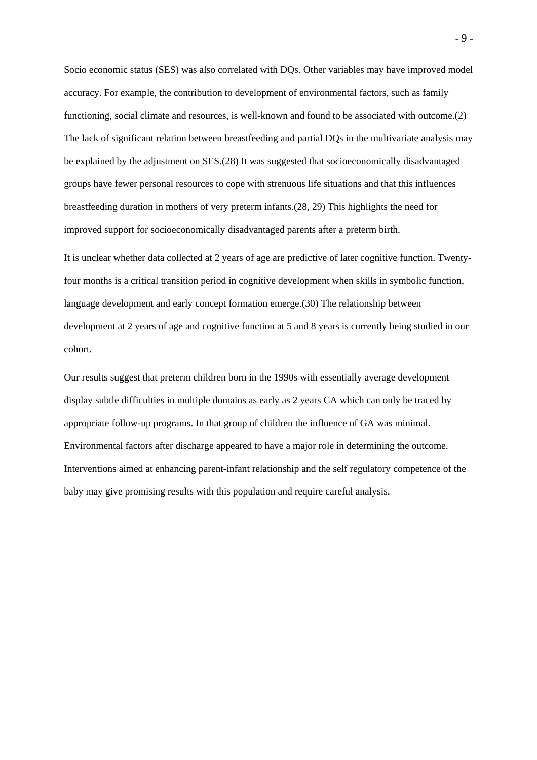Socio economic status (SES) was also correlated with DQs. Other variables may have improved model accuracy. For example, the contribution to development of environmental factors, such as family functioning, social climate and resources, is well-known and found to be associated with outcome.(2) The lack of significant relation between breastfeeding and partial DQs in the multivariate analysis may be explained by the adjustment on SES.(28) It was suggested that socioeconomically disadvantaged groups have fewer personal resources to cope with strenuous life situations and that this influences breastfeeding duration in mothers of very preterm infants.(28, 29) This highlights the need for improved support for socioeconomically disadvantaged parents after a preterm birth.

It is unclear whether data collected at 2 years of age are predictive of later cognitive function. Twenty-four months is a critical transition period in cognitive development when skills in symbolic function, language development and early concept formation emerge.(30) The relationship between development at 2 years of age and cognitive function at 5 and 8 years is currently being studied in our cohort.

Our results suggest that preterm children born in the 1990s with essentially average development display subtle difficulties in multiple domains as early as 2 years CA which can only be traced by appropriate follow-up programs. In that group of children the influence of GA was minimal. Environmental factors after discharge appeared to have a major role in determining the outcome. Interventions aimed at enhancing parent-infant relationship and the self regulatory competence of the baby may give promising results with this population and require careful analysis.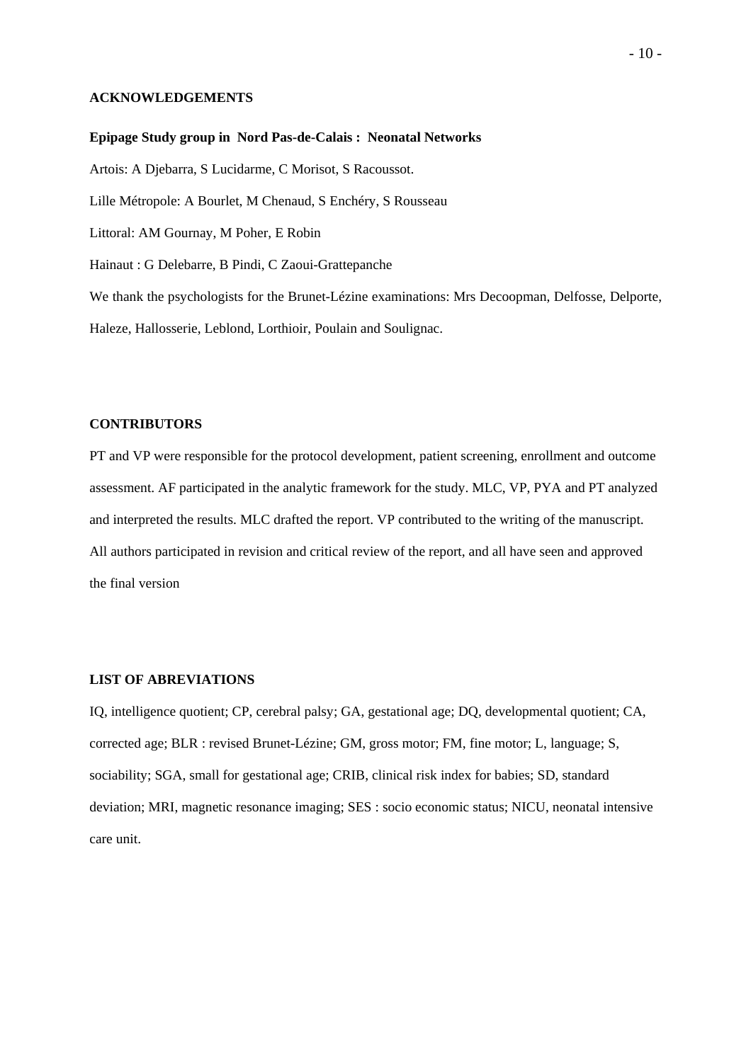## ACKNOWLEDGEMENTS

**Epipage Study group in Nord Pas-de-Calais : Neonatal Networks**

Artois: A Djebarra, S Lucidarme, C Morisot, S Racoussot.

Lille Métropole: A Bourlet, M Chenaud, S Enchéry, S Rousseau

Littoral: AM Gournay, M Poher, E Robin

Hainaut : G Delebarre, B Pindi, C Zaoui-Grattepanche

We thank the psychologists for the Brunet-Lézine examinations: Mrs Decoopman, Delfosse, Delporte, Haleze, Hallosserie, Leblond, Lorthioir, Poulain and Soulignac.

## CONTRIBUTORS

PT and VP were responsible for the protocol development, patient screening, enrollment and outcome assessment. AF participated in the analytic framework for the study. MLC, VP, PYA and PT analyzed and interpreted the results. MLC drafted the report. VP contributed to the writing of the manuscript. All authors participated in revision and critical review of the report, and all have seen and approved the final version

## LIST OF ABREVIATIONS

IQ, intelligence quotient; CP, cerebral palsy; GA, gestational age; DQ, developmental quotient; CA, corrected age; BLR : revised Brunet-Lézine; GM, gross motor; FM, fine motor; L, language; S, sociability; SGA, small for gestational age; CRIB, clinical risk index for babies; SD, standard deviation; MRI, magnetic resonance imaging; SES : socio economic status; NICU, neonatal intensive care unit.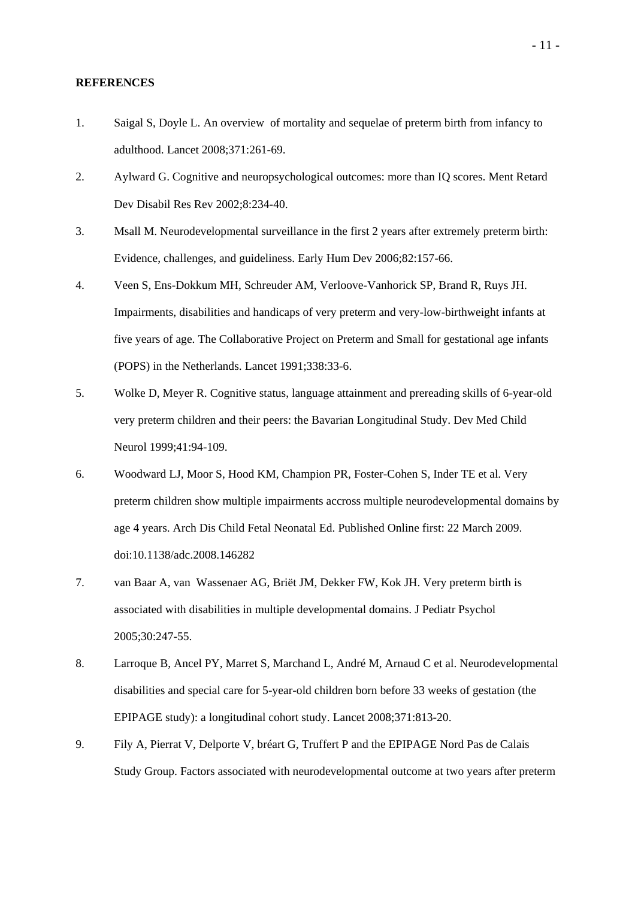**REFERENCES**

1. Saigal S, Doyle L. An overview of mortality and sequelae of preterm birth from infancy to adulthood. Lancet 2008;371:261-69.

2. Aylward G. Cognitive and neuropsychological outcomes: more than IQ scores. Ment Retard Dev Disabil Res Rev 2002;8:234-40.

3. Msall M. Neurodevelopmental surveillance in the first 2 years after extremely preterm birth: Evidence, challenges, and guideliness. Early Hum Dev 2006;82:157-66.

4. Veen S, Ens-Dokkum MH, Schreuder AM, Verloove-Vanhorick SP, Brand R, Ruys JH. Impairments, disabilities and handicaps of very preterm and very-low-birthweight infants at five years of age. The Collaborative Project on Preterm and Small for gestational age infants (POPS) in the Netherlands. Lancet 1991;338:33-6.

5. Wolke D, Meyer R. Cognitive status, language attainment and prereading skills of 6-year-old very preterm children and their peers: the Bavarian Longitudinal Study. Dev Med Child Neurol 1999;41:94-109.

6. Woodward LJ, Moor S, Hood KM, Champion PR, Foster-Cohen S, Inder TE et al. Very preterm children show multiple impairments accross multiple neurodevelopmental domains by age 4 years. Arch Dis Child Fetal Neonatal Ed. Published Online first: 22 March 2009. doi:10.1138/adc.2008.146282

7. van Baar A, van Wassenaer AG, Briët JM, Dekker FW, Kok JH. Very preterm birth is associated with disabilities in multiple developmental domains. J Pediatr Psychol 2005;30:247-55.

8. Larroque B, Ancel PY, Marret S, Marchand L, André M, Arnaud C et al. Neurodevelopmental disabilities and special care for 5-year-old children born before 33 weeks of gestation (the EPIPAGE study): a longitudinal cohort study. Lancet 2008;371:813-20.

9. Fily A, Pierrat V, Delporte V, bréart G, Truffert P and the EPIPAGE Nord Pas de Calais Study Group. Factors associated with neurodevelopmental outcome at two years after preterm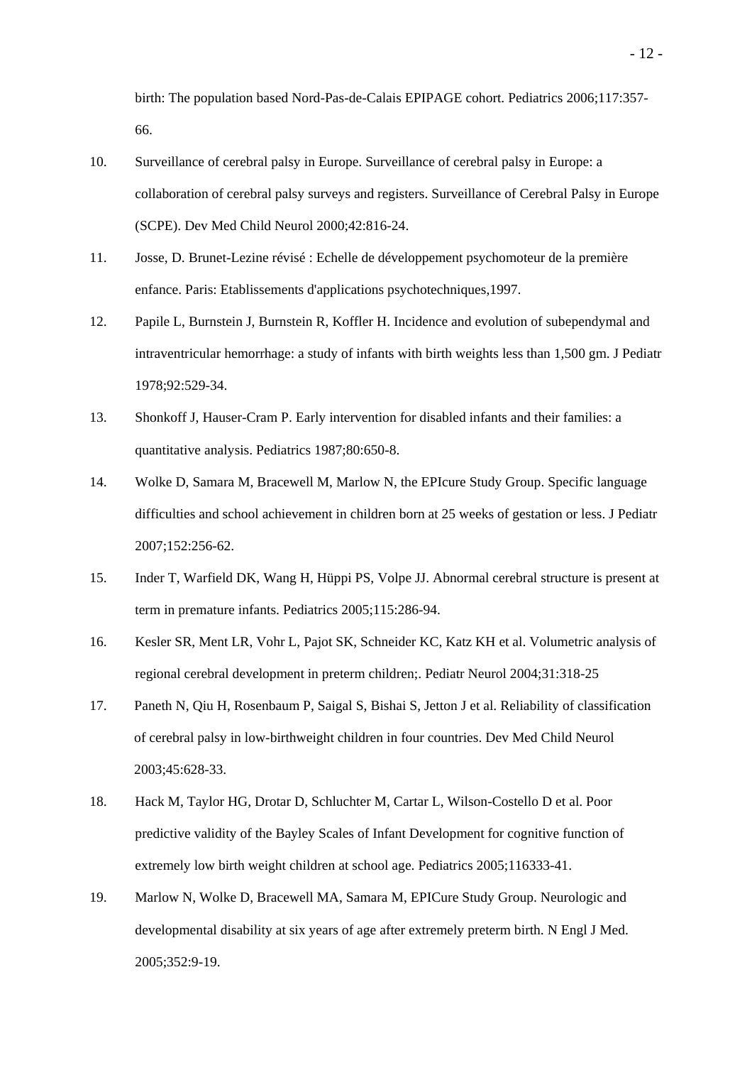birth: The population based Nord-Pas-de-Calais EPIPAGE cohort. Pediatrics 2006;117:357-66.

10. Surveillance of cerebral palsy in Europe. Surveillance of cerebral palsy in Europe: a collaboration of cerebral palsy surveys and registers. Surveillance of Cerebral Palsy in Europe (SCPE). Dev Med Child Neurol 2000;42:816-24.

11. Josse, D. Brunet-Lezine révisé : Echelle de développement psychomoteur de la première enfance. Paris: Etablissements d'applications psychotechniques,1997.

12. Papile L, Burnstein J, Burnstein R, Koffler H. Incidence and evolution of subependymal and intraventricular hemorrhage: a study of infants with birth weights less than 1,500 gm. J Pediatr 1978;92:529-34.

13. Shonkoff J, Hauser-Cram P. Early intervention for disabled infants and their families: a quantitative analysis. Pediatrics 1987;80:650-8.

14. Wolke D, Samara M, Bracewell M, Marlow N, the EPIcure Study Group. Specific language difficulties and school achievement in children born at 25 weeks of gestation or less. J Pediatr 2007;152:256-62.

15. Inder T, Warfield DK, Wang H, Hüppi PS, Volpe JJ. Abnormal cerebral structure is present at term in premature infants. Pediatrics 2005;115:286-94.

16. Kesler SR, Ment LR, Vohr L, Pajot SK, Schneider KC, Katz KH et al. Volumetric analysis of regional cerebral development in preterm children;. Pediatr Neurol 2004;31:318-25

17. Paneth N, Qiu H, Rosenbaum P, Saigal S, Bishai S, Jetton J et al. Reliability of classification of cerebral palsy in low-birthweight children in four countries. Dev Med Child Neurol 2003;45:628-33.

18. Hack M, Taylor HG, Drotar D, Schluchter M, Cartar L, Wilson-Costello D et al. Poor predictive validity of the Bayley Scales of Infant Development for cognitive function of extremely low birth weight children at school age. Pediatrics 2005;116333-41.

19. Marlow N, Wolke D, Bracewell MA, Samara M, EPICure Study Group. Neurologic and developmental disability at six years of age after extremely preterm birth. N Engl J Med. 2005;352:9-19.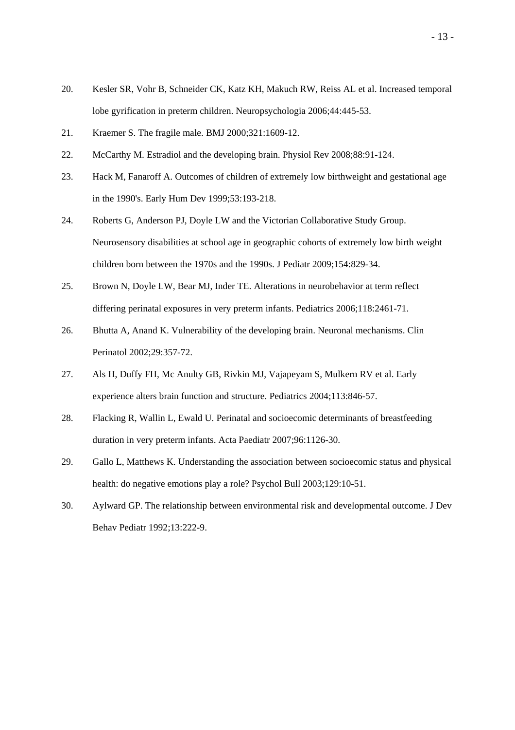20. Kesler SR, Vohr B, Schneider CK, Katz KH, Makuch RW, Reiss AL et al. Increased temporal lobe gyrification in preterm children. Neuropsychologia 2006;44:445-53.

21. Kraemer S. The fragile male. BMJ 2000;321:1609-12.

22. McCarthy M. Estradiol and the developing brain. Physiol Rev 2008;88:91-124.

23. Hack M, Fanaroff A. Outcomes of children of extremely low birthweight and gestational age in the 1990's. Early Hum Dev 1999;53:193-218.

24. Roberts G, Anderson PJ, Doyle LW and the Victorian Collaborative Study Group. Neurosensory disabilities at school age in geographic cohorts of extremely low birth weight children born between the 1970s and the 1990s. J Pediatr 2009;154:829-34.

25. Brown N, Doyle LW, Bear MJ, Inder TE. Alterations in neurobehavior at term reflect differing perinatal exposures in very preterm infants. Pediatrics 2006;118:2461-71.

26. Bhutta A, Anand K. Vulnerability of the developing brain. Neuronal mechanisms. Clin Perinatol 2002;29:357-72.

27. Als H, Duffy FH, Mc Anulty GB, Rivkin MJ, Vajapeyam S, Mulkern RV et al. Early experience alters brain function and structure. Pediatrics 2004;113:846-57.

28. Flacking R, Wallin L, Ewald U. Perinatal and socioecomic determinants of breastfeeding duration in very preterm infants. Acta Paediatr 2007;96:1126-30.

29. Gallo L, Matthews K. Understanding the association between socioecomic status and physical health: do negative emotions play a role? Psychol Bull 2003;129:10-51.

30. Aylward GP. The relationship between environmental risk and developmental outcome. J Dev Behav Pediatr 1992;13:222-9.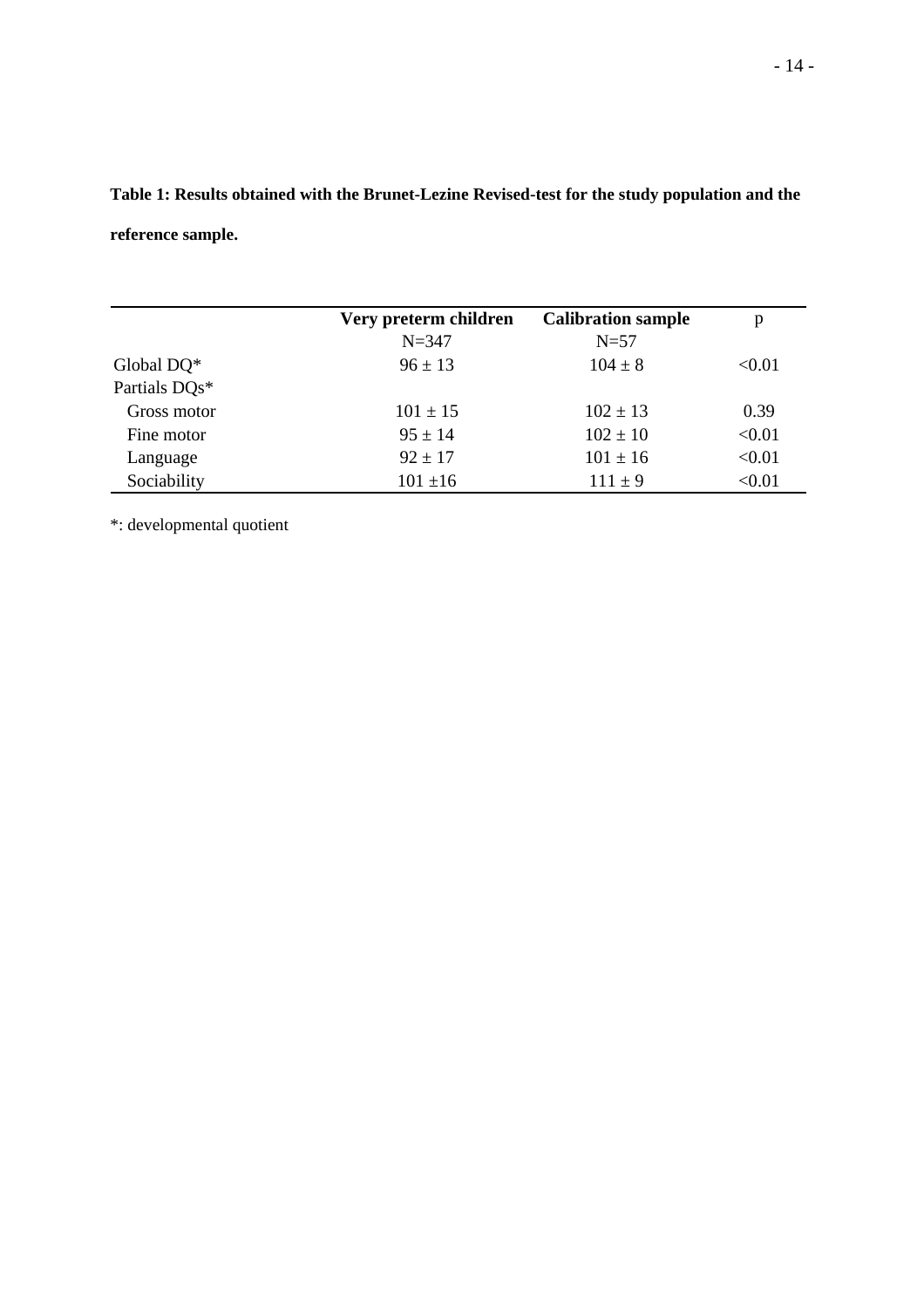**Table 1: Results obtained with the Brunet-Lezine Revised-test for the study population and the reference sample.**

| | **Very preterm children** N=347 | **Calibration sample** N=57 | p |
|---|---|---|---|
| Global DQ* | 96 ± 13 | 104 ± 8 | <0.01 |
| Partials DQs* | | | |
| Gross motor | 101 ± 15 | 102 ± 13 | 0.39 |
| Fine motor | 95 ± 14 | 102 ± 10 | <0.01 |
| Language | 92 ± 17 | 101 ± 16 | <0.01 |
| Sociability | 101 ±16 | 111 ± 9 | <0.01 |

*: developmental quotient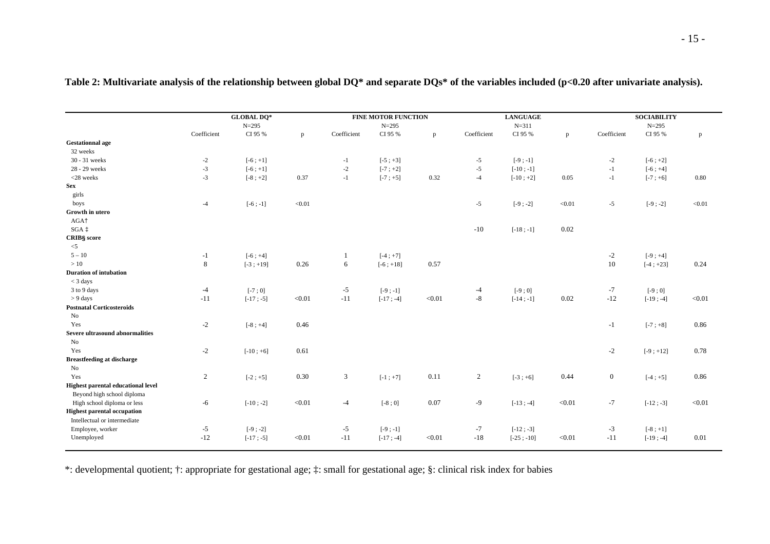**Table 2: Multivariate analysis of the relationship between global DQ* and separate DQs* of the variables included (p<0.20 after univariate analysis).**

| | GLOBAL DQ* N=295 | | | FINE MOTOR FUNCTION N=295 | | | LANGUAGE N=311 | | | SOCIABILITY N=295 | | |
|---|---|---|---|---|---|---|---|---|---|---|---|---|
| | Coefficient | CI 95 % | p | Coefficient | CI 95 % | p | Coefficient | CI 95 % | p | Coefficient | CI 95 % | p |
| **Gestationnal age** | | | | | | | | | | | | |
| 32 weeks | | | | | | | | | | | | |
| 30 - 31 weeks | -2 | [-6 ; +1] | | -1 | [-5 ; +3] | | -5 | [-9 ; -1] | | -2 | [-6 ; +2] | |
| 28 - 29 weeks | -3 | [-6 ; +1] | | -2 | [-7 ; +2] | | -5 | [-10 ; -1] | | -1 | [-6 ; +4] | |
| <28 weeks | -3 | [-8 ; +2] | 0.37 | -1 | [-7 ; +5] | 0.32 | -4 | [-10 ; +2] | 0.05 | -1 | [-7 ; +6] | 0.80 |
| **Sex** | | | | | | | | | | | | |
| girls | | | | | | | | | | | | |
| boys | -4 | [-6 ; -1] | <0.01 | | | | -5 | [-9 ; -2] | <0.01 | -5 | [-9 ; -2] | <0.01 |
| **Growth in utero** | | | | | | | | | | | | |
| AGA† | | | | | | | | | | | | |
| SGA ‡ | | | | | | | -10 | [-18 ; -1] | 0.02 | | | |
| **CRIB§ score** | | | | | | | | | | | | |
| <5 | | | | | | | | | | | | |
| 5 – 10 | -1 | [-6 ; +4] | | 1 | [-4 ; +7] | | | | | -2 | [-9 ; +4] | |
| > 10 | 8 | [-3 ; +19] | 0.26 | 6 | [-6 ; +18] | 0.57 | | | | 10 | [-4 ; +23] | 0.24 |
| **Duration of intubation** | | | | | | | | | | | | |
| < 3 days | | | | | | | | | | | | |
| 3 to 9 days | -4 | [-7 ; 0] | | -5 | [-9 ; -1] | | -4 | [-9 ; 0] | | -7 | [-9 ; 0] | |
| > 9 days | -11 | [-17 ; -5] | <0.01 | -11 | [-17 ; -4] | <0.01 | -8 | [-14 ; -1] | 0.02 | -12 | [-19 ; -4] | <0.01 |
| **Postnatal Corticosteroids** | | | | | | | | | | | | |
| No | | | | | | | | | | | | |
| Yes | -2 | [-8 ; +4] | 0.46 | | | | | | | -1 | [-7 ; +8] | 0.86 |
| **Severe ultrasound abnormalities** | | | | | | | | | | | | |
| No | | | | | | | | | | | | |
| Yes | -2 | [-10 ; +6] | 0.61 | | | | | | | -2 | [-9 ; +12] | 0.78 |
| **Breastfeeding at discharge** | | | | | | | | | | | | |
| No | | | | | | | | | | | | |
| Yes | 2 | [-2 ; +5] | 0.30 | 3 | [-1 ; +7] | 0.11 | 2 | [-3 ; +6] | 0.44 | 0 | [-4 ; +5] | 0.86 |
| **Highest parental educational level** | | | | | | | | | | | | |
| Beyond high school diploma | | | | | | | | | | | | |
| High school diploma or less | -6 | [-10 ; -2] | <0.01 | -4 | [-8 ; 0] | 0.07 | -9 | [-13 ; -4] | <0.01 | -7 | [-12 ; -3] | <0.01 |
| **Highest parental occupation** | | | | | | | | | | | | |
| Intellectual or intermediate | | | | | | | | | | | | |
| Employee, worker | -5 | [-9 ; -2] | | -5 | [-9 ; -1] | | -7 | [-12 ; -3] | | -3 | [-8 ; +1] | |
| Unemployed | -12 | [-17 ; -5] | <0.01 | -11 | [-17 ; -4] | <0.01 | -18 | [-25 ; -10] | <0.01 | -11 | [-19 ; -4] | 0.01 |

*: developmental quotient; †: appropriate for gestational age; ‡: small for gestational age; §: clinical risk index for babies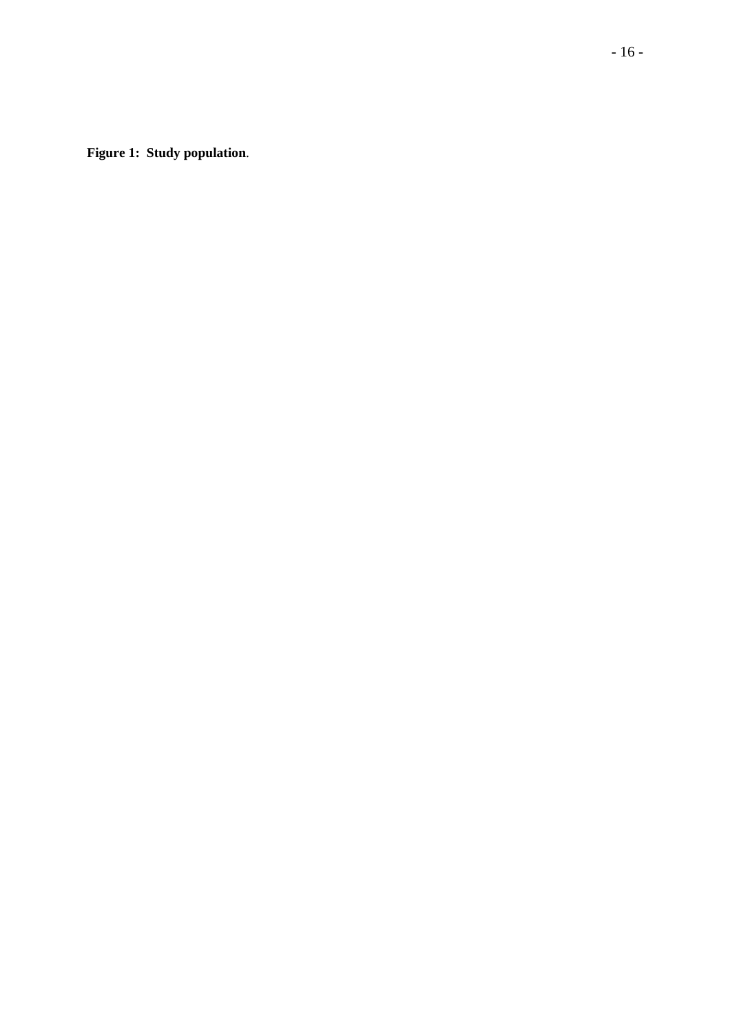**Figure 1: Study population**.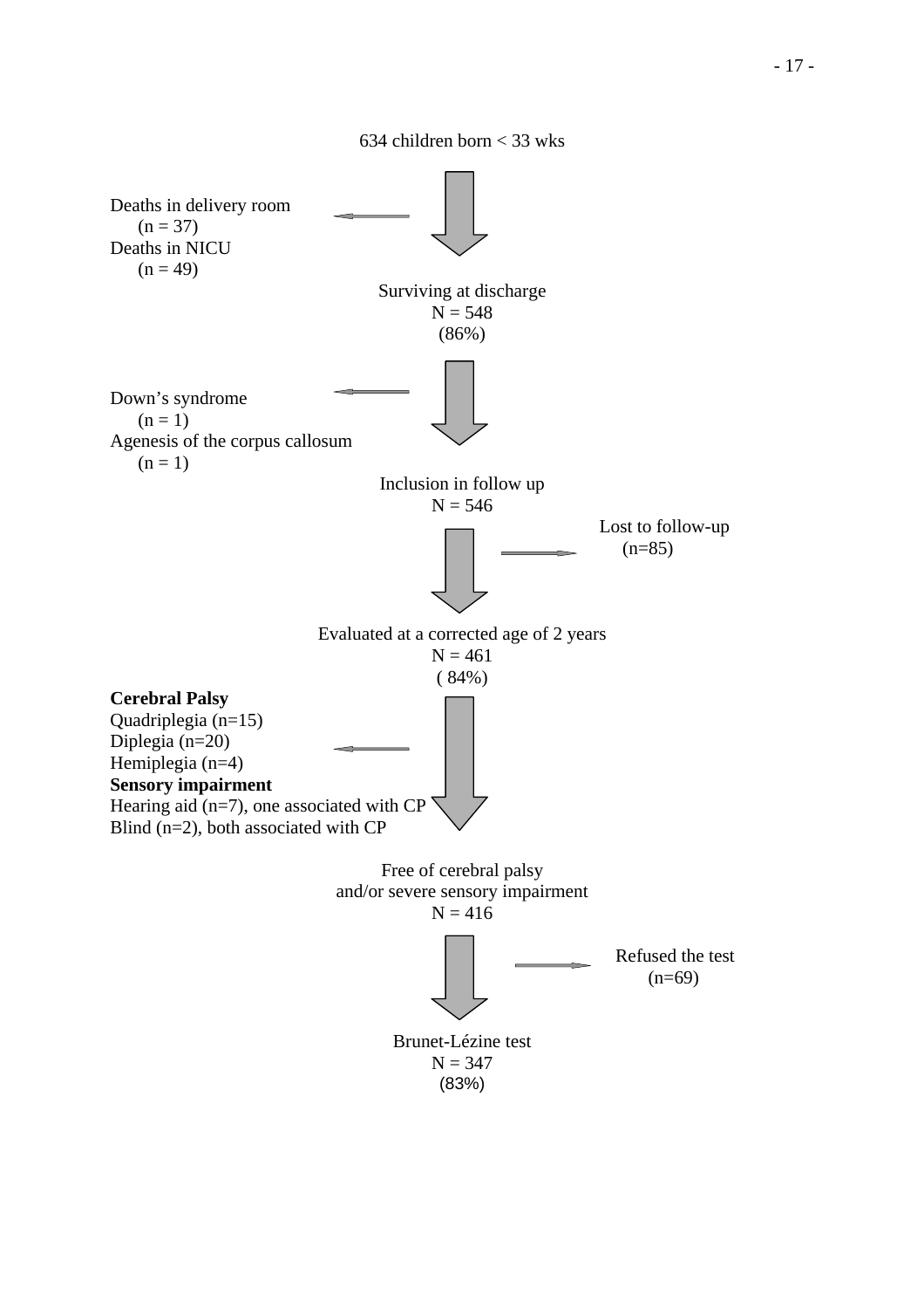634 children born < 33 wks

Deaths in delivery room
(n = 37)
Deaths in NICU
(n = 49)

Surviving at discharge
N = 548
(86%)

Down's syndrome
(n = 1)
Agenesis of the corpus callosum
(n = 1)

Inclusion in follow up
N = 546

Lost to follow-up
(n=85)

Evaluated at a corrected age of 2 years
N = 461
( 84%)

**Cerebral Palsy**
Quadriplegia (n=15)
Diplegia (n=20)
Hemiplegia (n=4)
**Sensory impairment**
Hearing aid (n=7), one associated with CP
Blind (n=2), both associated with CP

Free of cerebral palsy
and/or severe sensory impairment
N = 416

Refused the test
(n=69)

Brunet-Lézine test
N = 347
(83%)